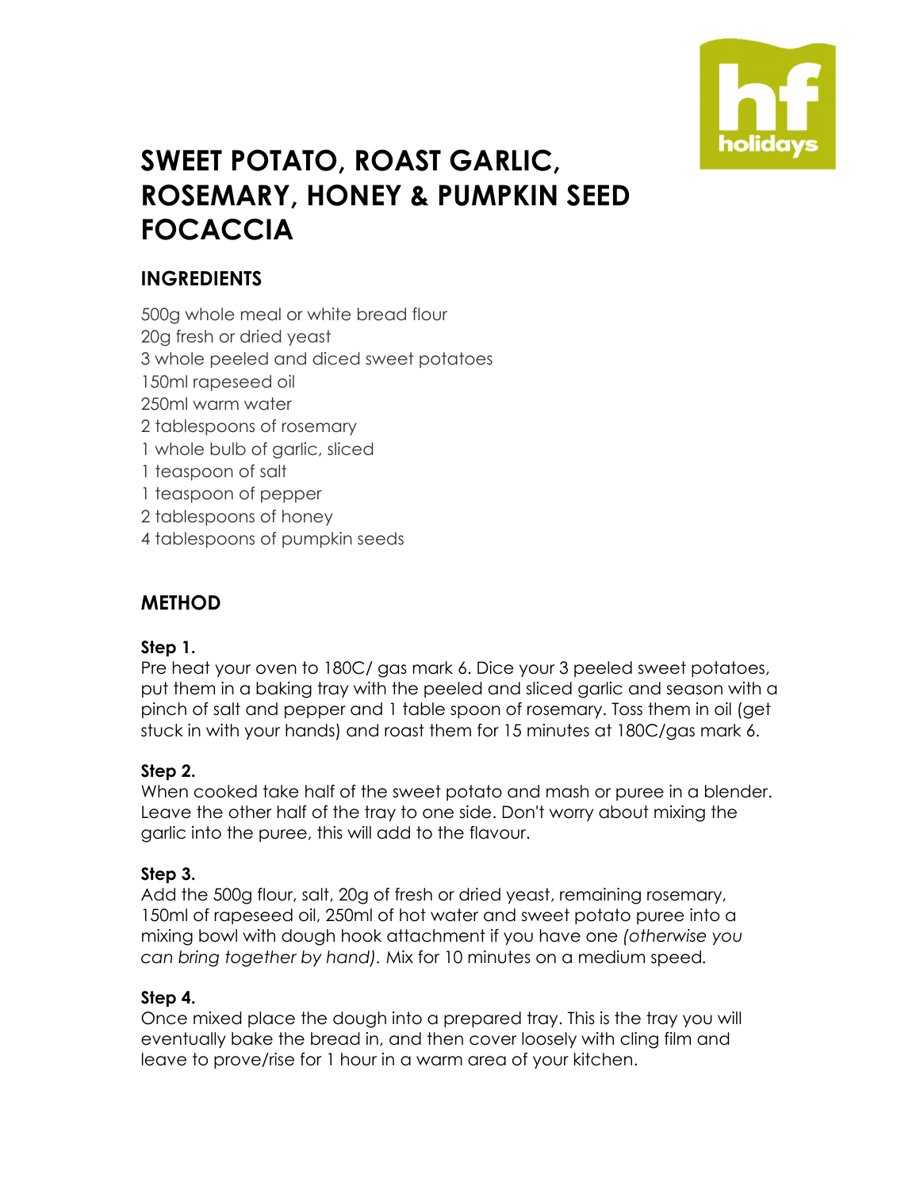# SWEET POTATO, ROAST GARLIC, ROSEMARY, HONEY & PUMPKIN SEED FOCACCIA

## INGREDIENTS

500g whole meal or white bread flour
20g fresh or dried yeast
3 whole peeled and diced sweet potatoes
150ml rapeseed oil
250ml warm water
2 tablespoons of rosemary
1 whole bulb of garlic, sliced
1 teaspoon of salt
1 teaspoon of pepper
2 tablespoons of honey
4 tablespoons of pumpkin seeds

## METHOD

**Step 1.**
Pre heat your oven to 180C/ gas mark 6. Dice your 3 peeled sweet potatoes, put them in a baking tray with the peeled and sliced garlic and season with a pinch of salt and pepper and 1 table spoon of rosemary. Toss them in oil (get stuck in with your hands) and roast them for 15 minutes at 180C/gas mark 6.

**Step 2.**
When cooked take half of the sweet potato and mash or puree in a blender. Leave the other half of the tray to one side. Don't worry about mixing the garlic into the puree, this will add to the flavour.

**Step 3.**
Add the 500g flour, salt, 20g of fresh or dried yeast, remaining rosemary, 150ml of rapeseed oil, 250ml of hot water and sweet potato puree into a mixing bowl with dough hook attachment if you have one *(otherwise you can bring together by hand)*. Mix for 10 minutes on a medium speed.

**Step 4.**
Once mixed place the dough into a prepared tray. This is the tray you will eventually bake the bread in, and then cover loosely with cling film and leave to prove/rise for 1 hour in a warm area of your kitchen.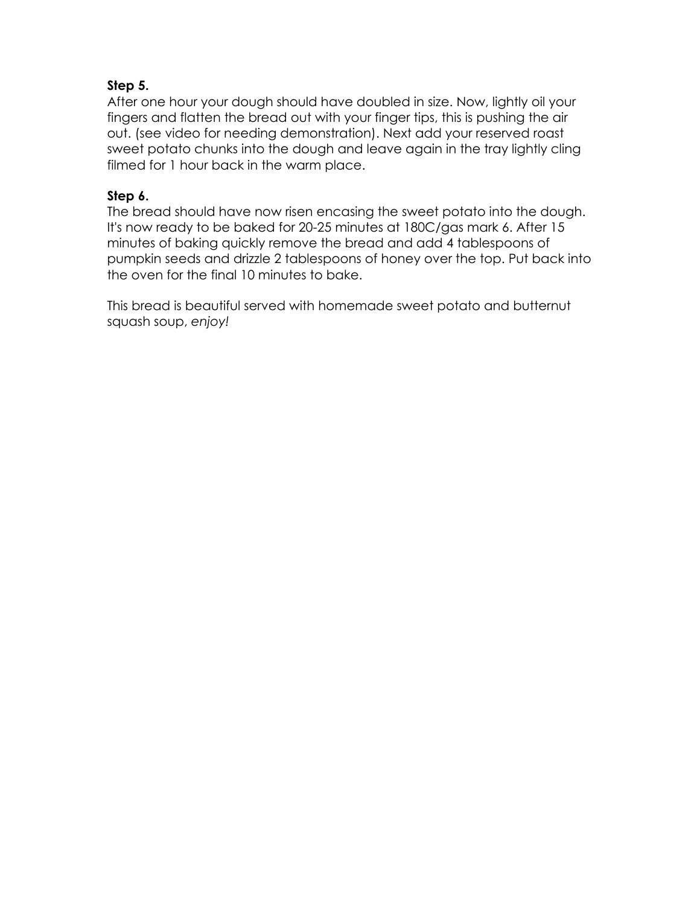**Step 5.**
After one hour your dough should have doubled in size. Now, lightly oil your fingers and flatten the bread out with your finger tips, this is pushing the air out. (see video for needing demonstration). Next add your reserved roast sweet potato chunks into the dough and leave again in the tray lightly cling filmed for 1 hour back in the warm place.

**Step 6.**
The bread should have now risen encasing the sweet potato into the dough. It's now ready to be baked for 20-25 minutes at 180C/gas mark 6. After 15 minutes of baking quickly remove the bread and add 4 tablespoons of pumpkin seeds and drizzle 2 tablespoons of honey over the top. Put back into the oven for the final 10 minutes to bake.

This bread is beautiful served with homemade sweet potato and butternut squash soup, *enjoy!*